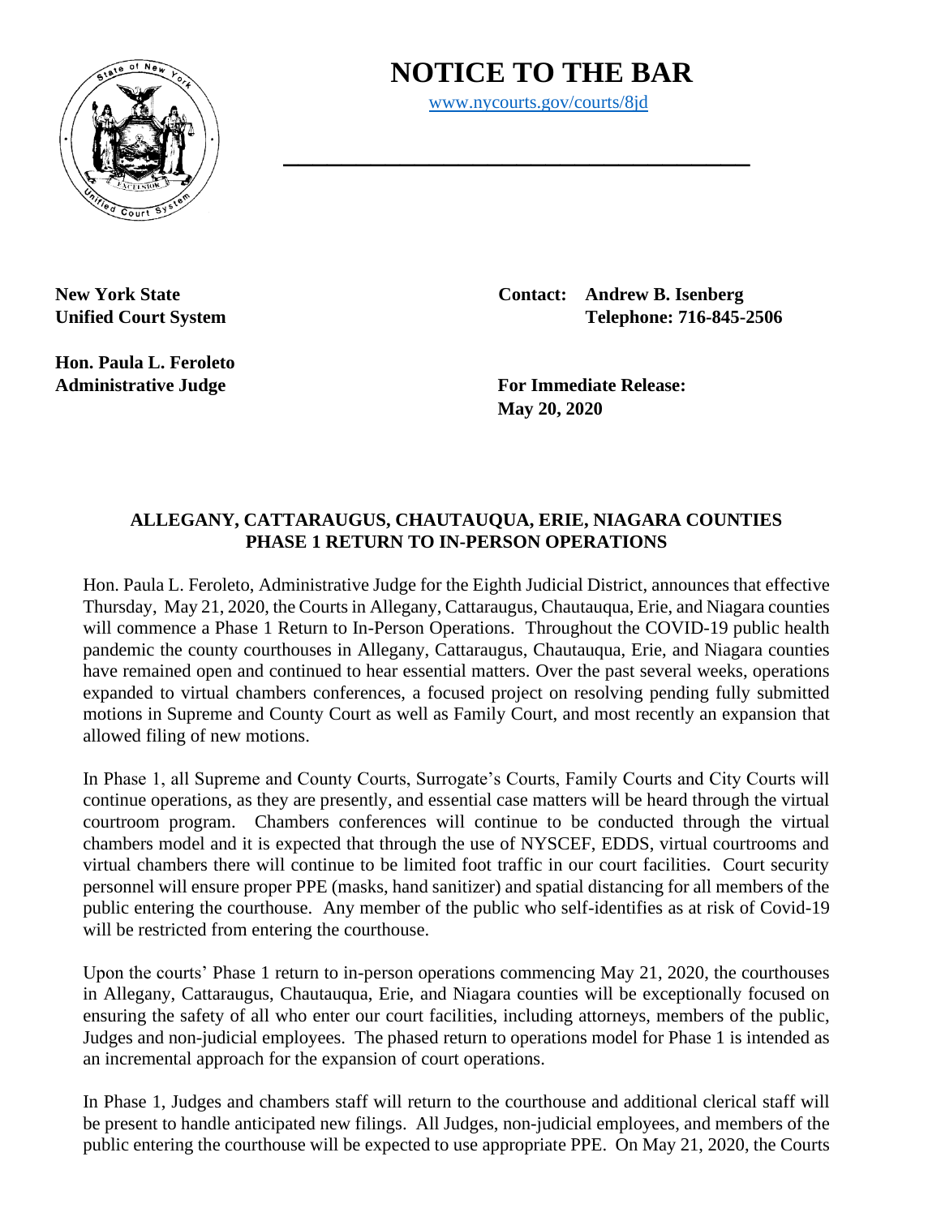# NOTICE TO THE BAR

www.nycourts.gov/courts/8jd

**New York State**
**Unified Court System**

**Hon. Paula L. Feroleto**
**Administrative Judge**

**Contact: Andrew B. Isenberg**
**Telephone: 716-845-2506**

**For Immediate Release:**
**May 20, 2020**

## ALLEGANY, CATTARAUGUS, CHAUTAUQUA, ERIE, NIAGARA COUNTIES PHASE 1 RETURN TO IN-PERSON OPERATIONS

Hon. Paula L. Feroleto, Administrative Judge for the Eighth Judicial District, announces that effective Thursday, May 21, 2020, the Courts in Allegany, Cattaraugus, Chautauqua, Erie, and Niagara counties will commence a Phase 1 Return to In-Person Operations. Throughout the COVID-19 public health pandemic the county courthouses in Allegany, Cattaraugus, Chautauqua, Erie, and Niagara counties have remained open and continued to hear essential matters. Over the past several weeks, operations expanded to virtual chambers conferences, a focused project on resolving pending fully submitted motions in Supreme and County Court as well as Family Court, and most recently an expansion that allowed filing of new motions.

In Phase 1, all Supreme and County Courts, Surrogate's Courts, Family Courts and City Courts will continue operations, as they are presently, and essential case matters will be heard through the virtual courtroom program. Chambers conferences will continue to be conducted through the virtual chambers model and it is expected that through the use of NYSCEF, EDDS, virtual courtrooms and virtual chambers there will continue to be limited foot traffic in our court facilities. Court security personnel will ensure proper PPE (masks, hand sanitizer) and spatial distancing for all members of the public entering the courthouse. Any member of the public who self-identifies as at risk of Covid-19 will be restricted from entering the courthouse.

Upon the courts' Phase 1 return to in-person operations commencing May 21, 2020, the courthouses in Allegany, Cattaraugus, Chautauqua, Erie, and Niagara counties will be exceptionally focused on ensuring the safety of all who enter our court facilities, including attorneys, members of the public, Judges and non-judicial employees. The phased return to operations model for Phase 1 is intended as an incremental approach for the expansion of court operations.

In Phase 1, Judges and chambers staff will return to the courthouse and additional clerical staff will be present to handle anticipated new filings. All Judges, non-judicial employees, and members of the public entering the courthouse will be expected to use appropriate PPE. On May 21, 2020, the Courts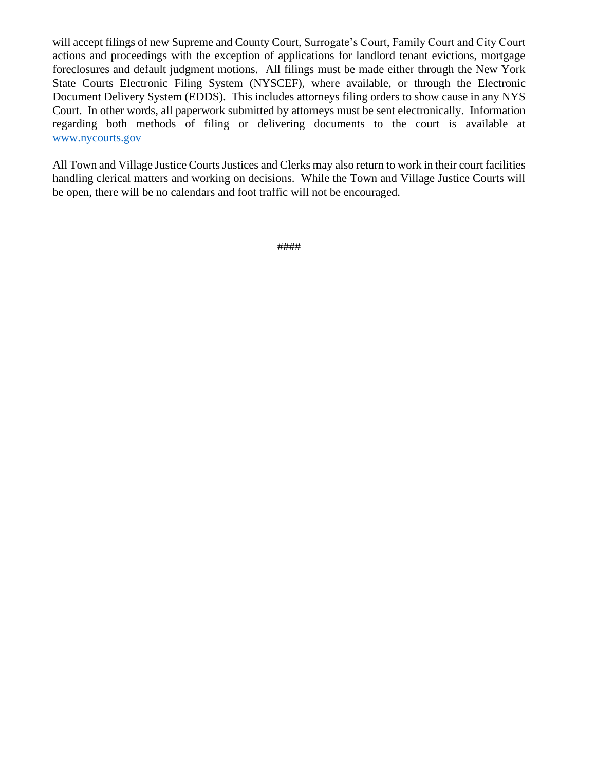will accept filings of new Supreme and County Court, Surrogate's Court, Family Court and City Court actions and proceedings with the exception of applications for landlord tenant evictions, mortgage foreclosures and default judgment motions. All filings must be made either through the New York State Courts Electronic Filing System (NYSCEF), where available, or through the Electronic Document Delivery System (EDDS). This includes attorneys filing orders to show cause in any NYS Court. In other words, all paperwork submitted by attorneys must be sent electronically. Information regarding both methods of filing or delivering documents to the court is available at www.nycourts.gov

All Town and Village Justice Courts Justices and Clerks may also return to work in their court facilities handling clerical matters and working on decisions. While the Town and Village Justice Courts will be open, there will be no calendars and foot traffic will not be encouraged.

####